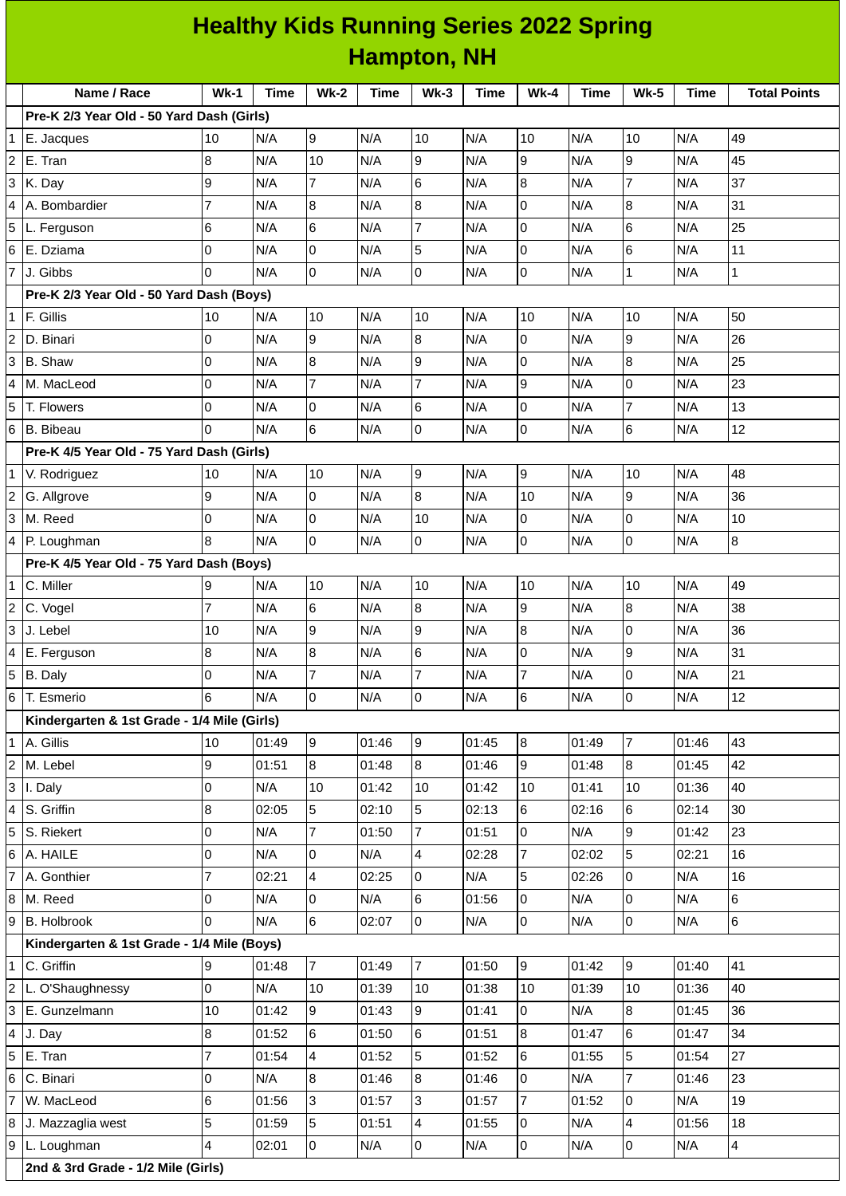# Healthy Kids Running Series 2022 Spring
## Hampton, NH

| | Name / Race | Wk-1 | Time | Wk-2 | Time | Wk-3 | Time | Wk-4 | Time | Wk-5 | Time | Total Points |
|---|---|---|---|---|---|---|---|---|---|---|---|---|
| | **Pre-K 2/3 Year Old - 50 Yard Dash (Girls)** | | | | | | | | | | | |
| 1 | E. Jacques | 10 | N/A | 9 | N/A | 10 | N/A | 10 | N/A | 10 | N/A | 49 |
| 2 | E. Tran | 8 | N/A | 10 | N/A | 9 | N/A | 9 | N/A | 9 | N/A | 45 |
| 3 | K. Day | 9 | N/A | 7 | N/A | 6 | N/A | 8 | N/A | 7 | N/A | 37 |
| 4 | A. Bombardier | 7 | N/A | 8 | N/A | 8 | N/A | 0 | N/A | 8 | N/A | 31 |
| 5 | L. Ferguson | 6 | N/A | 6 | N/A | 7 | N/A | 0 | N/A | 6 | N/A | 25 |
| 6 | E. Dziama | 0 | N/A | 0 | N/A | 5 | N/A | 0 | N/A | 6 | N/A | 11 |
| 7 | J. Gibbs | 0 | N/A | 0 | N/A | 0 | N/A | 0 | N/A | 1 | N/A | 1 |
| | **Pre-K 2/3 Year Old - 50 Yard Dash (Boys)** | | | | | | | | | | | |
| 1 | F. Gillis | 10 | N/A | 10 | N/A | 10 | N/A | 10 | N/A | 10 | N/A | 50 |
| 2 | D. Binari | 0 | N/A | 9 | N/A | 8 | N/A | 0 | N/A | 9 | N/A | 26 |
| 3 | B. Shaw | 0 | N/A | 8 | N/A | 9 | N/A | 0 | N/A | 8 | N/A | 25 |
| 4 | M. MacLeod | 0 | N/A | 7 | N/A | 7 | N/A | 9 | N/A | 0 | N/A | 23 |
| 5 | T. Flowers | 0 | N/A | 0 | N/A | 6 | N/A | 0 | N/A | 7 | N/A | 13 |
| 6 | B. Bibeau | 0 | N/A | 6 | N/A | 0 | N/A | 0 | N/A | 6 | N/A | 12 |
| | **Pre-K 4/5 Year Old - 75 Yard Dash (Girls)** | | | | | | | | | | | |
| 1 | V. Rodriguez | 10 | N/A | 10 | N/A | 9 | N/A | 9 | N/A | 10 | N/A | 48 |
| 2 | G. Allgrove | 9 | N/A | 0 | N/A | 8 | N/A | 10 | N/A | 9 | N/A | 36 |
| 3 | M. Reed | 0 | N/A | 0 | N/A | 10 | N/A | 0 | N/A | 0 | N/A | 10 |
| 4 | P. Loughman | 8 | N/A | 0 | N/A | 0 | N/A | 0 | N/A | 0 | N/A | 8 |
| | **Pre-K 4/5 Year Old - 75 Yard Dash (Boys)** | | | | | | | | | | | |
| 1 | C. Miller | 9 | N/A | 10 | N/A | 10 | N/A | 10 | N/A | 10 | N/A | 49 |
| 2 | C. Vogel | 7 | N/A | 6 | N/A | 8 | N/A | 9 | N/A | 8 | N/A | 38 |
| 3 | J. Lebel | 10 | N/A | 9 | N/A | 9 | N/A | 8 | N/A | 0 | N/A | 36 |
| 4 | E. Ferguson | 8 | N/A | 8 | N/A | 6 | N/A | 0 | N/A | 9 | N/A | 31 |
| 5 | B. Daly | 0 | N/A | 7 | N/A | 7 | N/A | 7 | N/A | 0 | N/A | 21 |
| 6 | T. Esmerio | 6 | N/A | 0 | N/A | 0 | N/A | 6 | N/A | 0 | N/A | 12 |
| | **Kindergarten & 1st Grade - 1/4 Mile (Girls)** | | | | | | | | | | | |
| 1 | A. Gillis | 10 | 01:49 | 9 | 01:46 | 9 | 01:45 | 8 | 01:49 | 7 | 01:46 | 43 |
| 2 | M. Lebel | 9 | 01:51 | 8 | 01:48 | 8 | 01:46 | 9 | 01:48 | 8 | 01:45 | 42 |
| 3 | I. Daly | 0 | N/A | 10 | 01:42 | 10 | 01:42 | 10 | 01:41 | 10 | 01:36 | 40 |
| 4 | S. Griffin | 8 | 02:05 | 5 | 02:10 | 5 | 02:13 | 6 | 02:16 | 6 | 02:14 | 30 |
| 5 | S. Riekert | 0 | N/A | 7 | 01:50 | 7 | 01:51 | 0 | N/A | 9 | 01:42 | 23 |
| 6 | A. HAILE | 0 | N/A | 0 | N/A | 4 | 02:28 | 7 | 02:02 | 5 | 02:21 | 16 |
| 7 | A. Gonthier | 7 | 02:21 | 4 | 02:25 | 0 | N/A | 5 | 02:26 | 0 | N/A | 16 |
| 8 | M. Reed | 0 | N/A | 0 | N/A | 6 | 01:56 | 0 | N/A | 0 | N/A | 6 |
| 9 | B. Holbrook | 0 | N/A | 6 | 02:07 | 0 | N/A | 0 | N/A | 0 | N/A | 6 |
| | **Kindergarten & 1st Grade - 1/4 Mile (Boys)** | | | | | | | | | | | |
| 1 | C. Griffin | 9 | 01:48 | 7 | 01:49 | 7 | 01:50 | 9 | 01:42 | 9 | 01:40 | 41 |
| 2 | L. O'Shaughnessy | 0 | N/A | 10 | 01:39 | 10 | 01:38 | 10 | 01:39 | 10 | 01:36 | 40 |
| 3 | E. Gunzelmann | 10 | 01:42 | 9 | 01:43 | 9 | 01:41 | 0 | N/A | 8 | 01:45 | 36 |
| 4 | J. Day | 8 | 01:52 | 6 | 01:50 | 6 | 01:51 | 8 | 01:47 | 6 | 01:47 | 34 |
| 5 | E. Tran | 7 | 01:54 | 4 | 01:52 | 5 | 01:52 | 6 | 01:55 | 5 | 01:54 | 27 |
| 6 | C. Binari | 0 | N/A | 8 | 01:46 | 8 | 01:46 | 0 | N/A | 7 | 01:46 | 23 |
| 7 | W. MacLeod | 6 | 01:56 | 3 | 01:57 | 3 | 01:57 | 7 | 01:52 | 0 | N/A | 19 |
| 8 | J. Mazzaglia west | 5 | 01:59 | 5 | 01:51 | 4 | 01:55 | 0 | N/A | 4 | 01:56 | 18 |
| 9 | L. Loughman | 4 | 02:01 | 0 | N/A | 0 | N/A | 0 | N/A | 0 | N/A | 4 |
| | **2nd & 3rd Grade - 1/2 Mile (Girls)** | | | | | | | | | | | |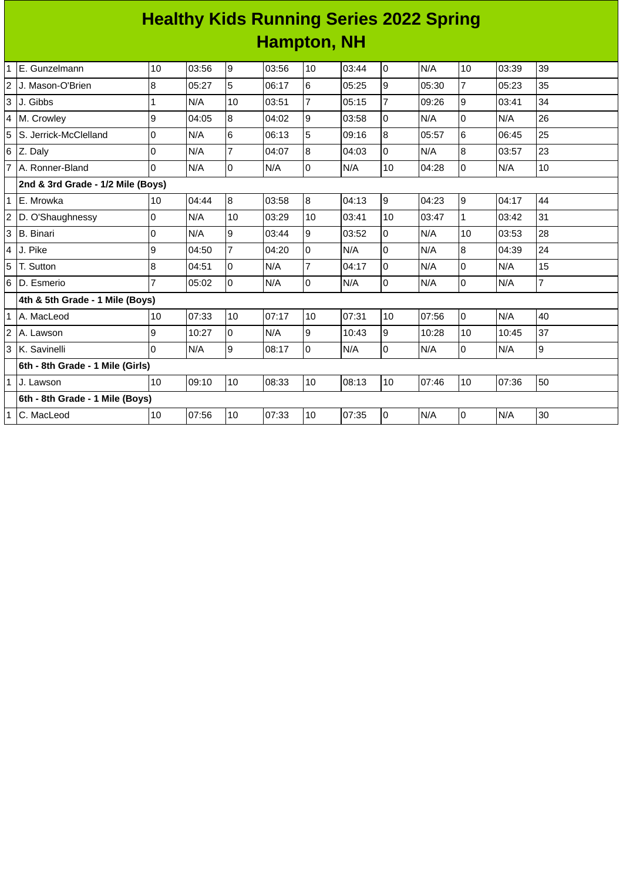# Healthy Kids Running Series 2022 Spring
## Hampton, NH

| | | | | | | | | | | | | |
|---|---|---|---|---|---|---|---|---|---|---|---|---|
| 1 | E. Gunzelmann | 10 | 03:56 | 9 | 03:56 | 10 | 03:44 | 0 | N/A | 10 | 03:39 | 39 |
| 2 | J. Mason-O'Brien | 8 | 05:27 | 5 | 06:17 | 6 | 05:25 | 9 | 05:30 | 7 | 05:23 | 35 |
| 3 | J. Gibbs | 1 | N/A | 10 | 03:51 | 7 | 05:15 | 7 | 09:26 | 9 | 03:41 | 34 |
| 4 | M. Crowley | 9 | 04:05 | 8 | 04:02 | 9 | 03:58 | 0 | N/A | 0 | N/A | 26 |
| 5 | S. Jerrick-McClelland | 0 | N/A | 6 | 06:13 | 5 | 09:16 | 8 | 05:57 | 6 | 06:45 | 25 |
| 6 | Z. Daly | 0 | N/A | 7 | 04:07 | 8 | 04:03 | 0 | N/A | 8 | 03:57 | 23 |
| 7 | A. Ronner-Bland | 0 | N/A | 0 | N/A | 0 | N/A | 10 | 04:28 | 0 | N/A | 10 |
| | **2nd & 3rd Grade - 1/2 Mile (Boys)** | | | | | | | | | | | |
| 1 | E. Mrowka | 10 | 04:44 | 8 | 03:58 | 8 | 04:13 | 9 | 04:23 | 9 | 04:17 | 44 |
| 2 | D. O'Shaughnessy | 0 | N/A | 10 | 03:29 | 10 | 03:41 | 10 | 03:47 | 1 | 03:42 | 31 |
| 3 | B. Binari | 0 | N/A | 9 | 03:44 | 9 | 03:52 | 0 | N/A | 10 | 03:53 | 28 |
| 4 | J. Pike | 9 | 04:50 | 7 | 04:20 | 0 | N/A | 0 | N/A | 8 | 04:39 | 24 |
| 5 | T. Sutton | 8 | 04:51 | 0 | N/A | 7 | 04:17 | 0 | N/A | 0 | N/A | 15 |
| 6 | D. Esmerio | 7 | 05:02 | 0 | N/A | 0 | N/A | 0 | N/A | 0 | N/A | 7 |
| | **4th & 5th Grade - 1 Mile (Boys)** | | | | | | | | | | | |
| 1 | A. MacLeod | 10 | 07:33 | 10 | 07:17 | 10 | 07:31 | 10 | 07:56 | 0 | N/A | 40 |
| 2 | A. Lawson | 9 | 10:27 | 0 | N/A | 9 | 10:43 | 9 | 10:28 | 10 | 10:45 | 37 |
| 3 | K. Savinelli | 0 | N/A | 9 | 08:17 | 0 | N/A | 0 | N/A | 0 | N/A | 9 |
| | **6th - 8th Grade - 1 Mile (Girls)** | | | | | | | | | | | |
| 1 | J. Lawson | 10 | 09:10 | 10 | 08:33 | 10 | 08:13 | 10 | 07:46 | 10 | 07:36 | 50 |
| | **6th - 8th Grade - 1 Mile (Boys)** | | | | | | | | | | | |
| 1 | C. MacLeod | 10 | 07:56 | 10 | 07:33 | 10 | 07:35 | 0 | N/A | 0 | N/A | 30 |